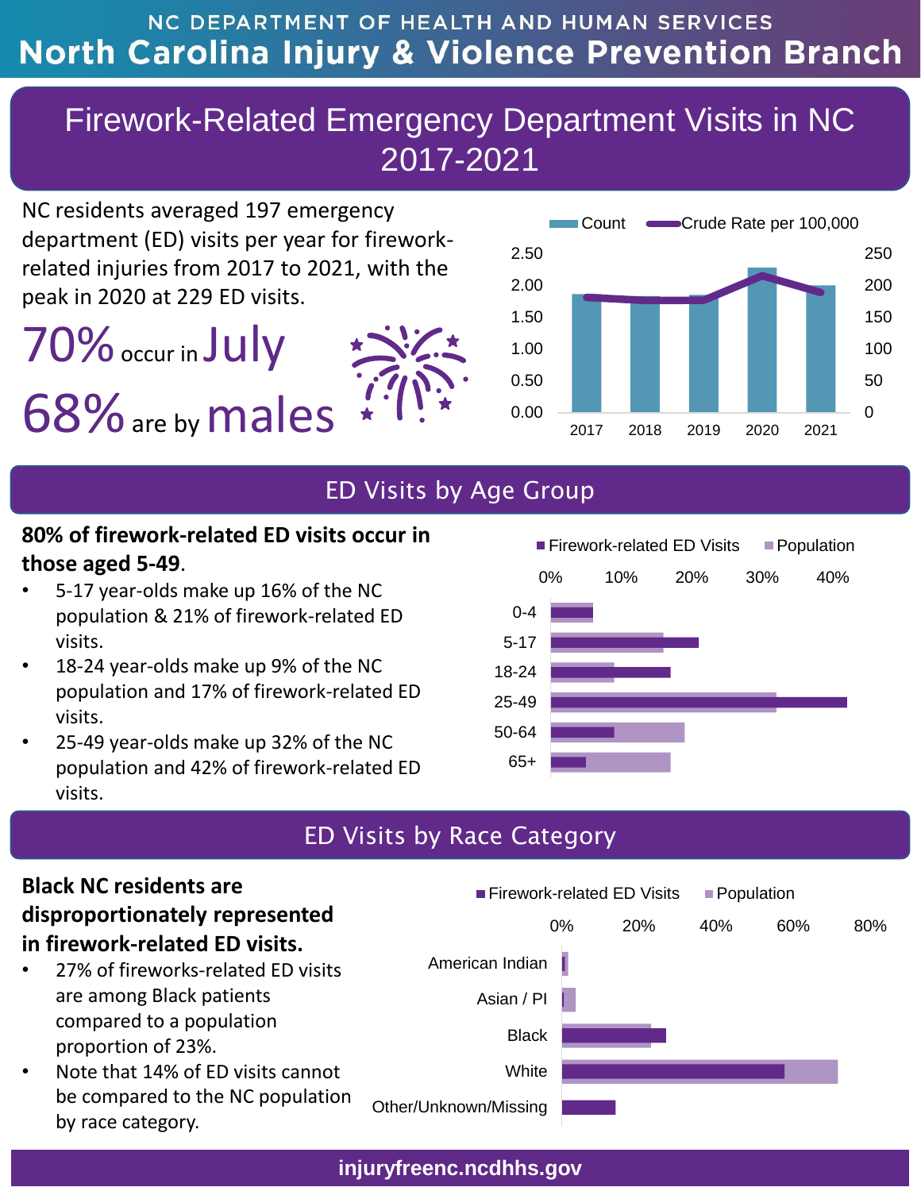NC DEPARTMENT OF HEALTH AND HUMAN SERVICES

# North Carolina Injury & Violence Prevention Branch

## Firework-Related Emergency Department Visits in NC 2017-2021

NC residents averaged 197 emergency department (ED) visits per year for firework-related injuries from 2017 to 2021, with the peak in 2020 at 229 ED visits.

70% occur in July

68% are by males

Count
Crude Rate per 100,000

2.50
2.00
1.50
1.00
0.50
0.00

250
200
150
100
50
0

2017
2018
2019
2020
2021

## ED Visits by Age Group

**80% of firework-related ED visits occur in those aged 5-49**.

- 5-17 year-olds make up 16% of the NC population & 21% of firework-related ED visits.
- 18-24 year-olds make up 9% of the NC population and 17% of firework-related ED visits.
- 25-49 year-olds make up 32% of the NC population and 42% of firework-related ED visits.

Firework-related ED Visits
Population

0%
10%
20%
30%
40%

0-4
5-17
18-24
25-49
50-64
65+

## ED Visits by Race Category

**Black NC residents are disproportionately represented in firework-related ED visits.**

- 27% of fireworks-related ED visits are among Black patients compared to a population proportion of 23%.
- Note that 14% of ED visits cannot be compared to the NC population by race category.

Firework-related ED Visits
Population

0%
20%
40%
60%
80%

American Indian
Asian / PI
Black
White
Other/Unknown/Missing

injuryfreenc.ncdhhs.gov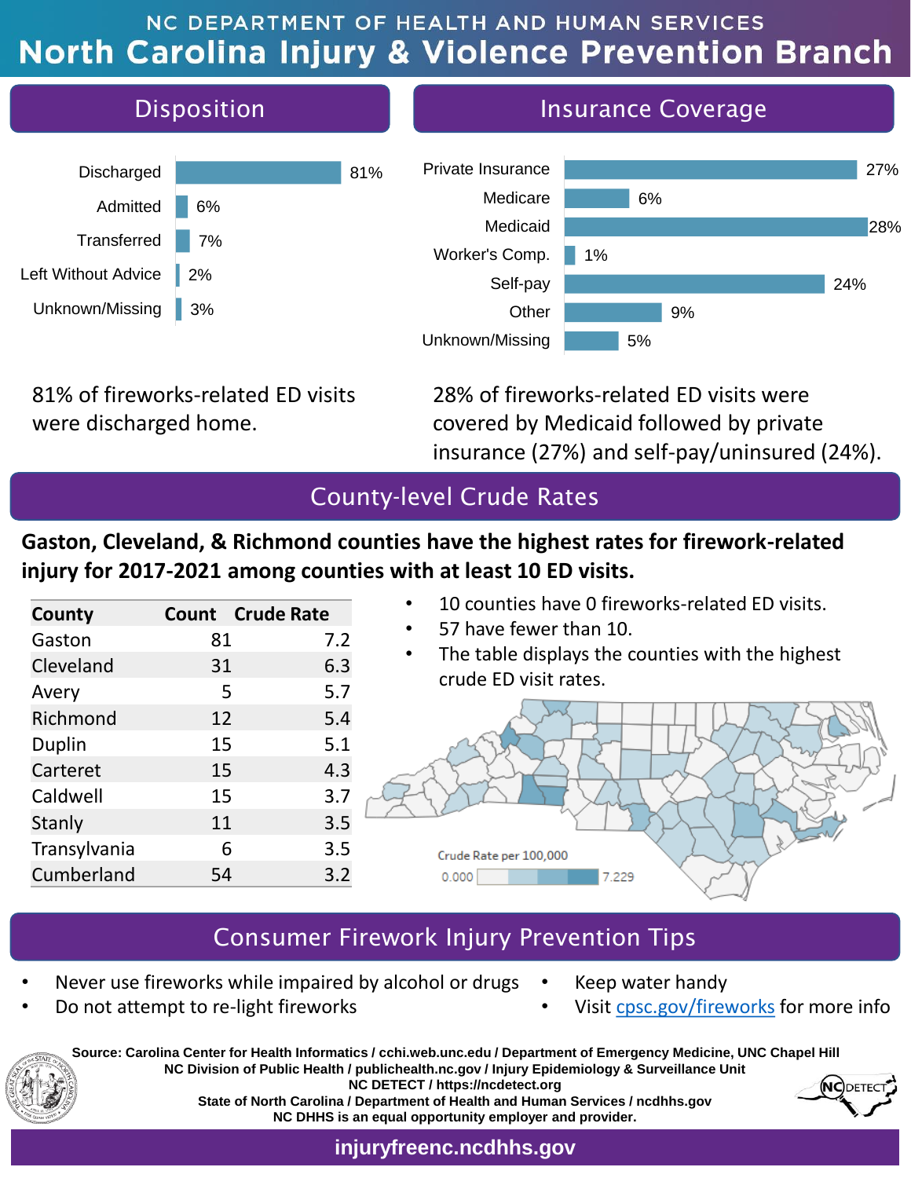NC DEPARTMENT OF HEALTH AND HUMAN SERVICES

# North Carolina Injury & Violence Prevention Branch

## Disposition

Discharged 81%
Admitted 6%
Transferred 7%
Left Without Advice 2%
Unknown/Missing 3%

81% of fireworks-related ED visits were discharged home.

## Insurance Coverage

Private Insurance 27%
Medicare 6%
Medicaid 28%
Worker's Comp. 1%
Self-pay 24%
Other 9%
Unknown/Missing 5%

28% of fireworks-related ED visits were covered by Medicaid followed by private insurance (27%) and self-pay/uninsured (24%).

## County-level Crude Rates

**Gaston, Cleveland, & Richmond counties have the highest rates for firework-related injury for 2017-2021 among counties with at least 10 ED visits.**

| County | Count | Crude Rate |
|---|---|---|
| Gaston | 81 | 7.2 |
| Cleveland | 31 | 6.3 |
| Avery | 5 | 5.7 |
| Richmond | 12 | 5.4 |
| Duplin | 15 | 5.1 |
| Carteret | 15 | 4.3 |
| Caldwell | 15 | 3.7 |
| Stanly | 11 | 3.5 |
| Transylvania | 6 | 3.5 |
| Cumberland | 54 | 3.2 |

- 10 counties have 0 fireworks-related ED visits.
- 57 have fewer than 10.
- The table displays the counties with the highest crude ED visit rates.

Crude Rate per 100,000
0.000 7.229

## Consumer Firework Injury Prevention Tips

- Never use fireworks while impaired by alcohol or drugs
- Do not attempt to re-light fireworks
- Keep water handy
- Visit cpsc.gov/fireworks for more info

**Source: Carolina Center for Health Informatics / cchi.web.unc.edu / Department of Emergency Medicine, UNC Chapel Hill**
**NC Division of Public Health / publichealth.nc.gov / Injury Epidemiology & Surveillance Unit**
**NC DETECT / https://ncdetect.org**
**State of North Carolina / Department of Health and Human Services / ncdhhs.gov**
**NC DHHS is an equal opportunity employer and provider.**

**injuryfreenc.ncdhhs.gov**